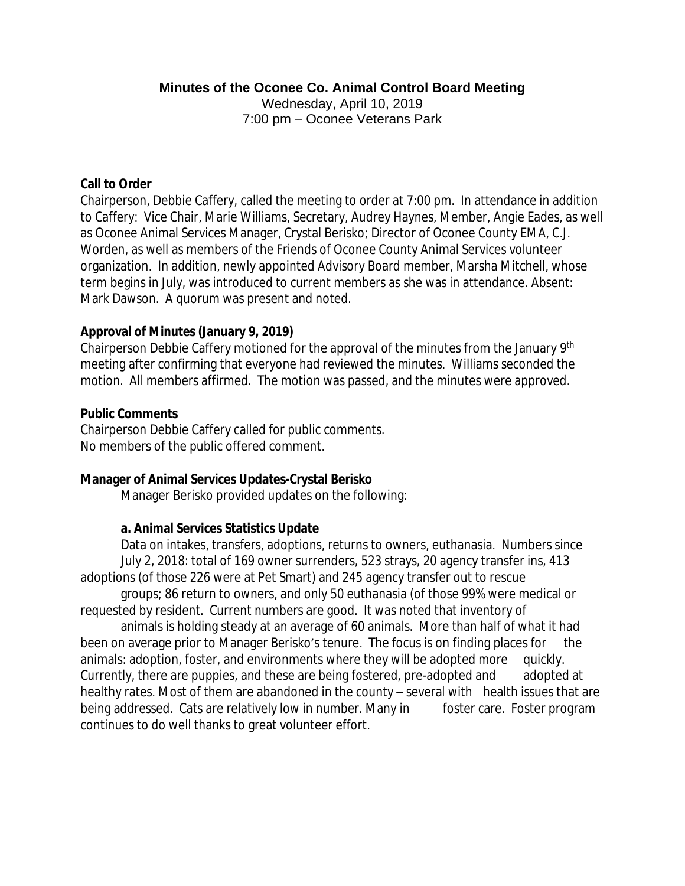**Minutes of the Oconee Co. Animal Control Board Meeting**

Wednesday, April 10, 2019

7:00 pm – Oconee Veterans Park

**Call to Order**

Chairperson, Debbie Caffery, called the meeting to order at 7:00 pm. In attendance in addition to Caffery: Vice Chair, Marie Williams, Secretary, Audrey Haynes, Member, Angie Eades, as well as Oconee Animal Services Manager, Crystal Berisko; Director of Oconee County EMA, C.J. Worden, as well as members of the Friends of Oconee County Animal Services volunteer organization. In addition, newly appointed Advisory Board member, Marsha Mitchell, whose term begins in July, was introduced to current members as she was in attendance. Absent: Mark Dawson. A quorum was present and noted.

**Approval of Minutes (January 9, 2019)**

Chairperson Debbie Caffery motioned for the approval of the minutes from the January 9th meeting after confirming that everyone had reviewed the minutes. Williams seconded the motion. All members affirmed. The motion was passed, and the minutes were approved.

**Public Comments**

Chairperson Debbie Caffery called for public comments.
No members of the public offered comment.

**Manager of Animal Services Updates-Crystal Berisko**

Manager Berisko provided updates on the following:

**a. Animal Services Statistics Update**

Data on intakes, transfers, adoptions, returns to owners, euthanasia. Numbers since July 2, 2018: total of 169 owner surrenders, 523 strays, 20 agency transfer ins, 413 adoptions (of those 226 were at Pet Smart) and 245 agency transfer out to rescue groups; 86 return to owners, and only 50 euthanasia (of those 99% were medical or requested by resident. Current numbers are good. It was noted that inventory of animals is holding steady at an average of 60 animals. More than half of what it had been on average prior to Manager Berisko's tenure. The focus is on finding places for the animals: adoption, foster, and environments where they will be adopted more quickly. Currently, there are puppies, and these are being fostered, pre-adopted and adopted at healthy rates. Most of them are abandoned in the county – several with health issues that are being addressed. Cats are relatively low in number. Many in foster care. Foster program continues to do well thanks to great volunteer effort.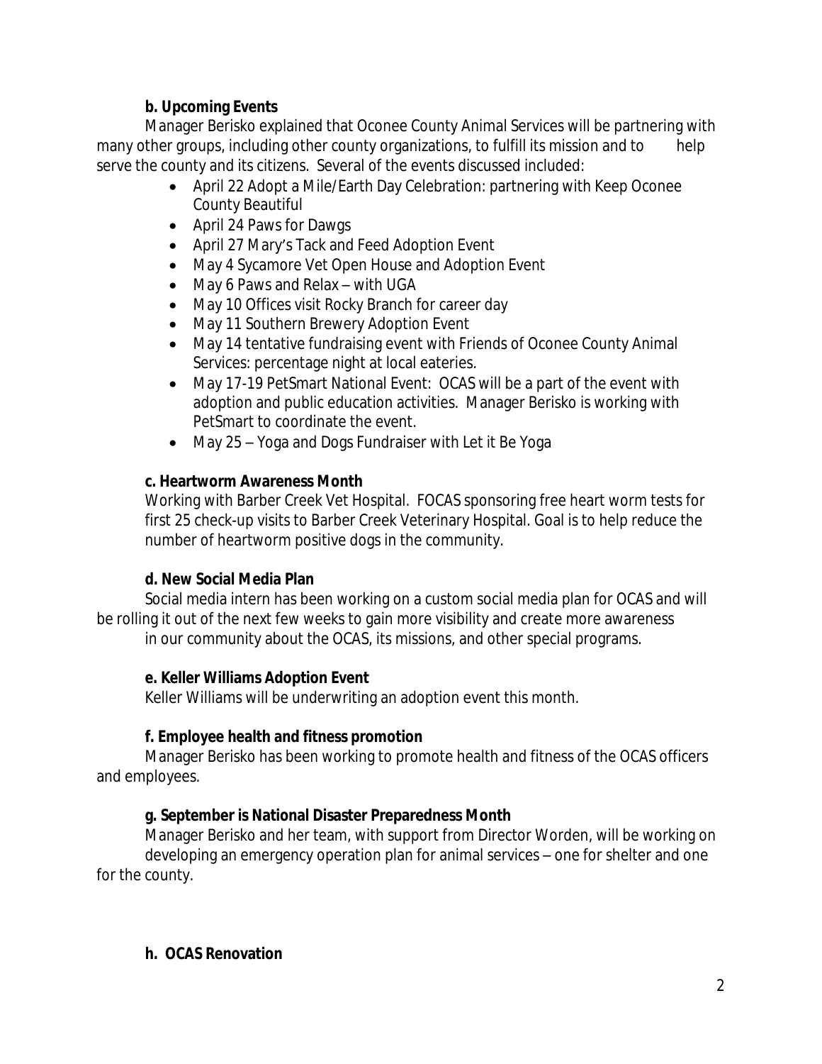**b. Upcoming Events**

Manager Berisko explained that Oconee County Animal Services will be partnering with many other groups, including other county organizations, to fulfill its mission and to help serve the county and its citizens. Several of the events discussed included:

- April 22 Adopt a Mile/Earth Day Celebration: partnering with Keep Oconee County Beautiful
- April 24 Paws for Dawgs
- April 27 Mary's Tack and Feed Adoption Event
- May 4 Sycamore Vet Open House and Adoption Event
- May 6 Paws and Relax – with UGA
- May 10 Offices visit Rocky Branch for career day
- May 11 Southern Brewery Adoption Event
- May 14 tentative fundraising event with Friends of Oconee County Animal Services: percentage night at local eateries.
- May 17-19 PetSmart National Event: OCAS will be a part of the event with adoption and public education activities. Manager Berisko is working with PetSmart to coordinate the event.
- May 25 – Yoga and Dogs Fundraiser with Let it Be Yoga

**c. Heartworm Awareness Month**

Working with Barber Creek Vet Hospital. FOCAS sponsoring free heart worm tests for first 25 check-up visits to Barber Creek Veterinary Hospital. Goal is to help reduce the number of heartworm positive dogs in the community.

**d. New Social Media Plan**

Social media intern has been working on a custom social media plan for OCAS and will be rolling it out of the next few weeks to gain more visibility and create more awareness in our community about the OCAS, its missions, and other special programs.

**e. Keller Williams Adoption Event**

Keller Williams will be underwriting an adoption event this month.

**f. Employee health and fitness promotion**

Manager Berisko has been working to promote health and fitness of the OCAS officers and employees.

**g. September is National Disaster Preparedness Month**

Manager Berisko and her team, with support from Director Worden, will be working on developing an emergency operation plan for animal services – one for shelter and one for the county.

**h. OCAS Renovation**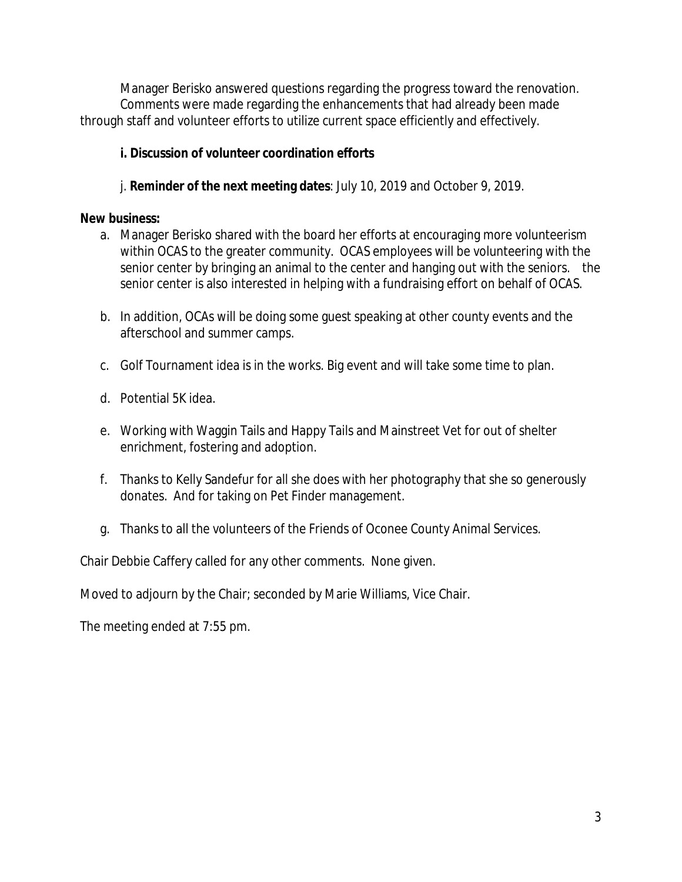Manager Berisko answered questions regarding the progress toward the renovation. Comments were made regarding the enhancements that had already been made through staff and volunteer efforts to utilize current space efficiently and effectively.

**i. Discussion of volunteer coordination efforts**

j. **Reminder of the next meeting dates**: July 10, 2019 and October 9, 2019.

**New business:**

a. Manager Berisko shared with the board her efforts at encouraging more volunteerism within OCAS to the greater community. OCAS employees will be volunteering with the senior center by bringing an animal to the center and hanging out with the seniors. the senior center is also interested in helping with a fundraising effort on behalf of OCAS.

b. In addition, OCAs will be doing some guest speaking at other county events and the afterschool and summer camps.

c. Golf Tournament idea is in the works. Big event and will take some time to plan.

d. Potential 5K idea.

e. Working with Waggin Tails and Happy Tails and Mainstreet Vet for out of shelter enrichment, fostering and adoption.

f. Thanks to Kelly Sandefur for all she does with her photography that she so generously donates. And for taking on Pet Finder management.

g. Thanks to all the volunteers of the Friends of Oconee County Animal Services.

Chair Debbie Caffery called for any other comments. None given.

Moved to adjourn by the Chair; seconded by Marie Williams, Vice Chair.

The meeting ended at 7:55 pm.